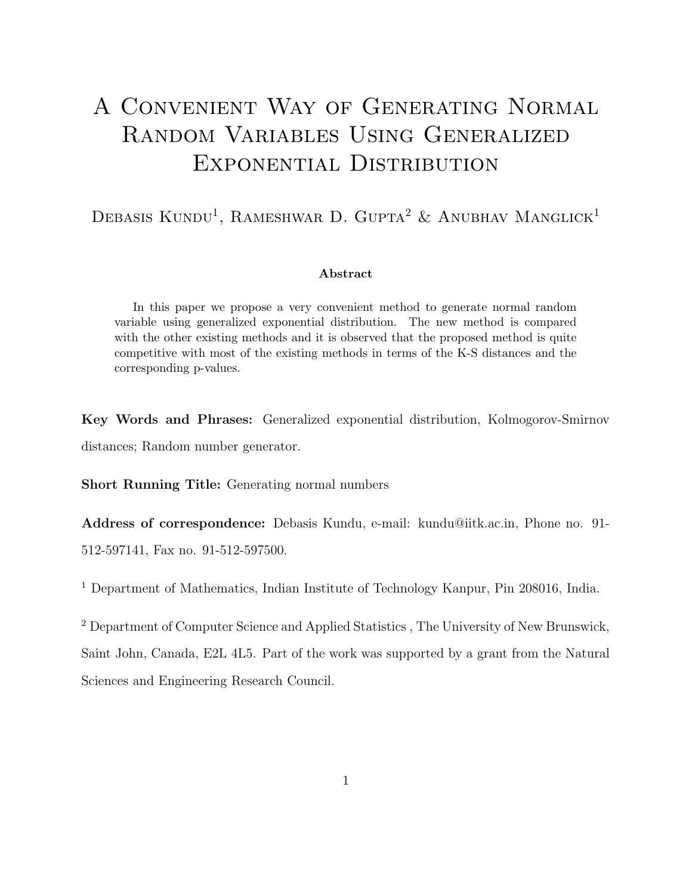# A Convenient Way of Generating Normal Random Variables Using Generalized Exponential Distribution

Debasis Kundu[1], Rameshwar D. Gupta[2] & Anubhav Manglick[1]

**Abstract**

In this paper we propose a very convenient method to generate normal random variable using generalized exponential distribution. The new method is compared with the other existing methods and it is observed that the proposed method is quite competitive with most of the existing methods in terms of the K-S distances and the corresponding p-values.

**Key Words and Phrases:** Generalized exponential distribution, Kolmogorov-Smirnov distances; Random number generator.

**Short Running Title:** Generating normal numbers

**Address of correspondence:** Debasis Kundu, e-mail: kundu@iitk.ac.in, Phone no. 91-512-597141, Fax no. 91-512-597500.

[1] Department of Mathematics, Indian Institute of Technology Kanpur, Pin 208016, India.

[2] Department of Computer Science and Applied Statistics , The University of New Brunswick, Saint John, Canada, E2L 4L5. Part of the work was supported by a grant from the Natural Sciences and Engineering Research Council.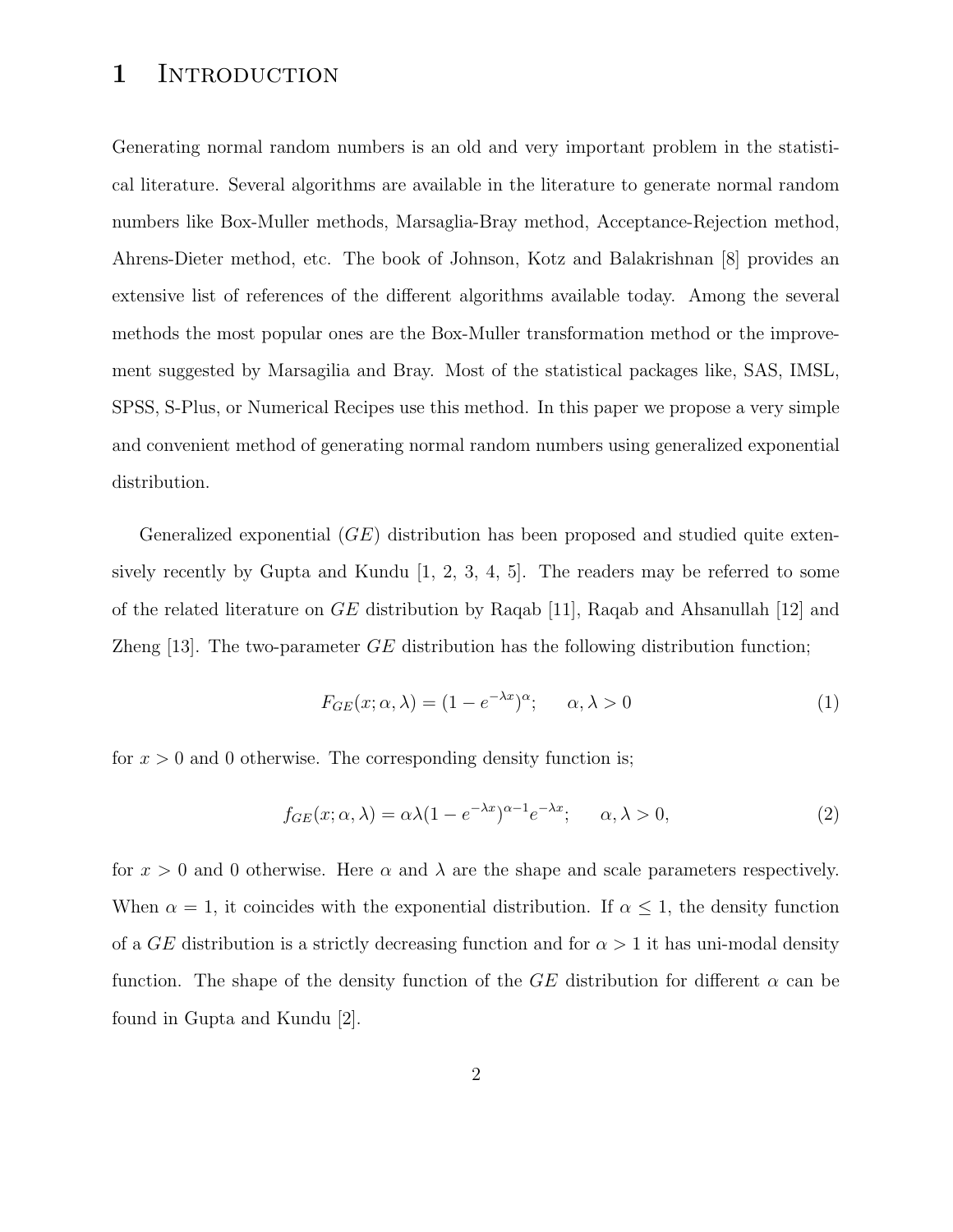# 1 Introduction

Generating normal random numbers is an old and very important problem in the statistical literature. Several algorithms are available in the literature to generate normal random numbers like Box-Muller methods, Marsaglia-Bray method, Acceptance-Rejection method, Ahrens-Dieter method, etc. The book of Johnson, Kotz and Balakrishnan [8] provides an extensive list of references of the different algorithms available today. Among the several methods the most popular ones are the Box-Muller transformation method or the improvement suggested by Marsagilia and Bray. Most of the statistical packages like, SAS, IMSL, SPSS, S-Plus, or Numerical Recipes use this method. In this paper we propose a very simple and convenient method of generating normal random numbers using generalized exponential distribution.

Generalized exponential ($GE$) distribution has been proposed and studied quite extensively recently by Gupta and Kundu [1, 2, 3, 4, 5]. The readers may be referred to some of the related literature on $GE$ distribution by Raqab [11], Raqab and Ahsanullah [12] and Zheng [13]. The two-parameter $GE$ distribution has the following distribution function;

$$F_{GE}(x;\alpha,\lambda) = (1 - e^{-\lambda x})^{\alpha}; \qquad \alpha, \lambda > 0 \tag{1}$$

for $x > 0$ and 0 otherwise. The corresponding density function is;

$$f_{GE}(x;\alpha,\lambda) = \alpha\lambda(1 - e^{-\lambda x})^{\alpha-1}e^{-\lambda x}; \qquad \alpha, \lambda > 0, \tag{2}$$

for $x > 0$ and 0 otherwise. Here $\alpha$ and $\lambda$ are the shape and scale parameters respectively. When $\alpha = 1$, it coincides with the exponential distribution. If $\alpha \leq 1$, the density function of a $GE$ distribution is a strictly decreasing function and for $\alpha > 1$ it has uni-modal density function. The shape of the density function of the $GE$ distribution for different $\alpha$ can be found in Gupta and Kundu [2].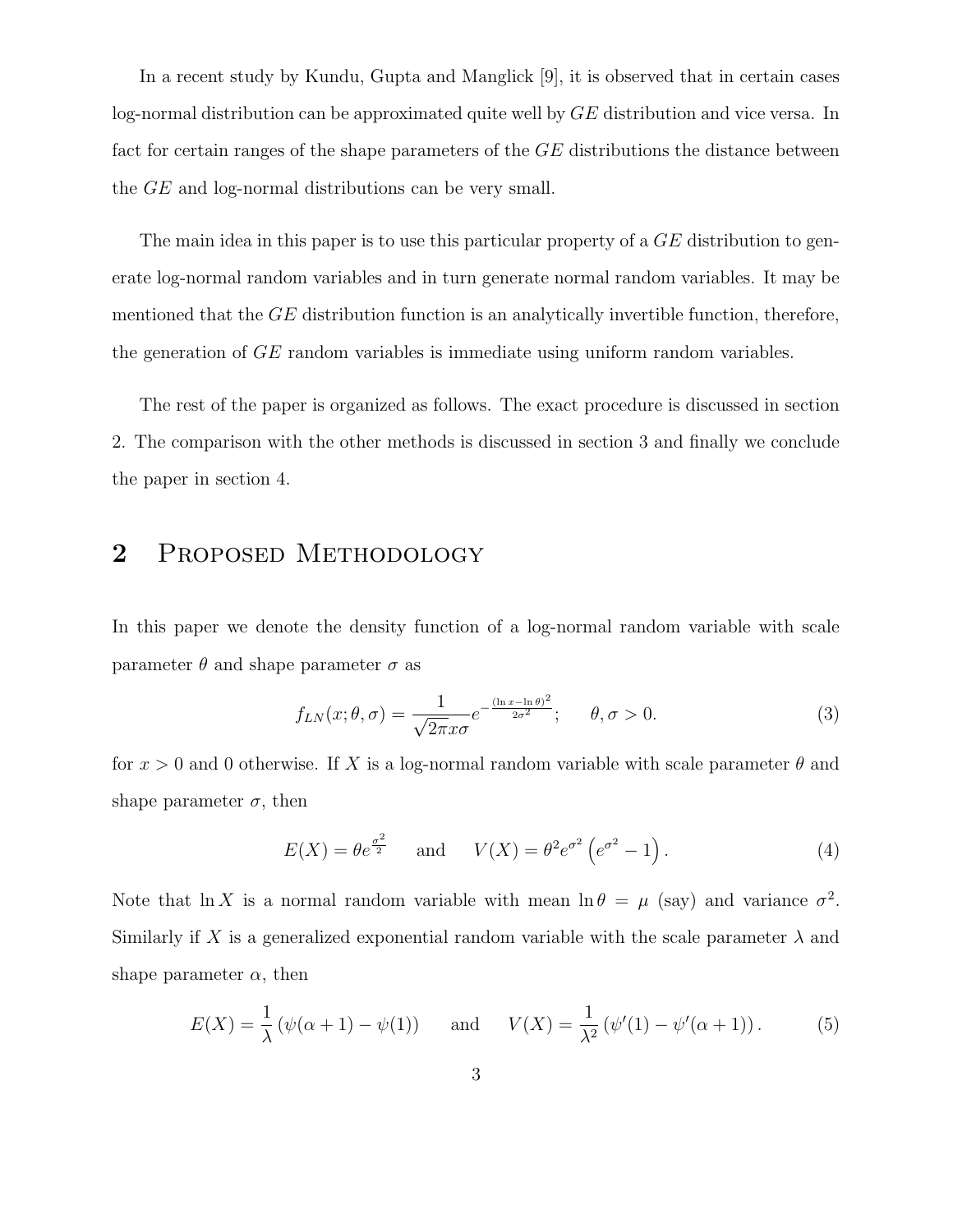In a recent study by Kundu, Gupta and Manglick [9], it is observed that in certain cases log-normal distribution can be approximated quite well by $GE$ distribution and vice versa. In fact for certain ranges of the shape parameters of the $GE$ distributions the distance between the $GE$ and log-normal distributions can be very small.

The main idea in this paper is to use this particular property of a $GE$ distribution to generate log-normal random variables and in turn generate normal random variables. It may be mentioned that the $GE$ distribution function is an analytically invertible function, therefore, the generation of $GE$ random variables is immediate using uniform random variables.

The rest of the paper is organized as follows. The exact procedure is discussed in section 2. The comparison with the other methods is discussed in section 3 and finally we conclude the paper in section 4.

## 2 Proposed Methodology

In this paper we denote the density function of a log-normal random variable with scale parameter $\theta$ and shape parameter $\sigma$ as

$$f_{LN}(x;\theta,\sigma) = \frac{1}{\sqrt{2\pi}x\sigma} e^{-\frac{(\ln x - \ln\theta)^2}{2\sigma^2}}; \qquad \theta, \sigma > 0. \tag{3}$$

for $x > 0$ and 0 otherwise. If $X$ is a log-normal random variable with scale parameter $\theta$ and shape parameter $\sigma$, then

$$E(X) = \theta e^{\frac{\sigma^2}{2}} \qquad \text{and} \qquad V(X) = \theta^2 e^{\sigma^2}\left(e^{\sigma^2} - 1\right). \tag{4}$$

Note that $\ln X$ is a normal random variable with mean $\ln\theta = \mu$ (say) and variance $\sigma^2$. Similarly if $X$ is a generalized exponential random variable with the scale parameter $\lambda$ and shape parameter $\alpha$, then

$$E(X) = \frac{1}{\lambda}\left(\psi(\alpha+1) - \psi(1)\right) \qquad \text{and} \qquad V(X) = \frac{1}{\lambda^2}\left(\psi'(1) - \psi'(\alpha+1)\right). \tag{5}$$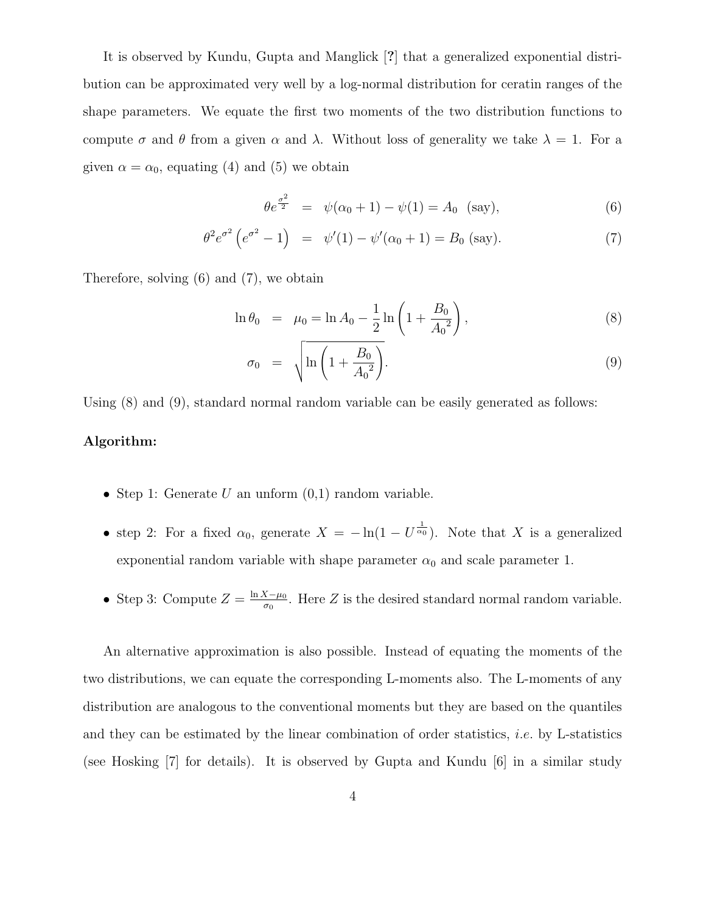It is observed by Kundu, Gupta and Manglick [?] that a generalized exponential distribution can be approximated very well by a log-normal distribution for ceratin ranges of the shape parameters. We equate the first two moments of the two distribution functions to compute $\sigma$ and $\theta$ from a given $\alpha$ and $\lambda$. Without loss of generality we take $\lambda = 1$. For a given $\alpha = \alpha_0$, equating (4) and (5) we obtain

$$\theta e^{\frac{\sigma^2}{2}} = \psi(\alpha_0 + 1) - \psi(1) = A_0 \text{ (say)}, \tag{6}$$

$$\theta^2 e^{\sigma^2}\left(e^{\sigma^2} - 1\right) = \psi'(1) - \psi'(\alpha_0 + 1) = B_0 \text{ (say)}. \tag{7}$$

Therefore, solving (6) and (7), we obtain

$$\ln \theta_0 = \mu_0 = \ln A_0 - \frac{1}{2}\ln\left(1 + \frac{B_0}{{A_0}^2}\right), \tag{8}$$

$$\sigma_0 = \sqrt{\ln\left(1 + \frac{B_0}{{A_0}^2}\right)}. \tag{9}$$

Using (8) and (9), standard normal random variable can be easily generated as follows:

**Algorithm:**

- Step 1: Generate $U$ an unform (0,1) random variable.
- step 2: For a fixed $\alpha_0$, generate $X = -\ln(1 - U^{\frac{1}{\alpha_0}})$. Note that $X$ is a generalized exponential random variable with shape parameter $\alpha_0$ and scale parameter 1.
- Step 3: Compute $Z = \frac{\ln X - \mu_0}{\sigma_0}$. Here $Z$ is the desired standard normal random variable.

An alternative approximation is also possible. Instead of equating the moments of the two distributions, we can equate the corresponding L-moments also. The L-moments of any distribution are analogous to the conventional moments but they are based on the quantiles and they can be estimated by the linear combination of order statistics, *i.e.* by L-statistics (see Hosking [7] for details). It is observed by Gupta and Kundu [6] in a similar study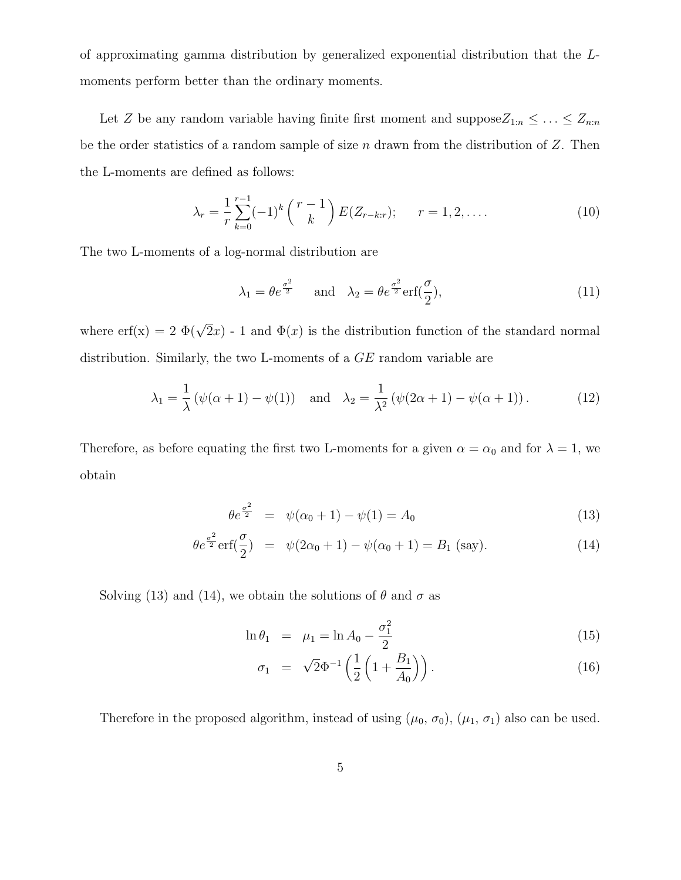of approximating gamma distribution by generalized exponential distribution that the $L$-moments perform better than the ordinary moments.

Let $Z$ be any random variable having finite first moment and suppose$Z_{1:n} \leq \ldots \leq Z_{n:n}$ be the order statistics of a random sample of size $n$ drawn from the distribution of $Z$. Then the L-moments are defined as follows:

$$\lambda_r = \frac{1}{r}\sum_{k=0}^{r-1}(-1)^k \binom{r-1}{k} E(Z_{r-k:r}); \qquad r = 1, 2, \ldots. \tag{10}$$

The two L-moments of a log-normal distribution are

$$\lambda_1 = \theta e^{\frac{\sigma^2}{2}} \quad \text{ and } \quad \lambda_2 = \theta e^{\frac{\sigma^2}{2}} \text{erf}(\frac{\sigma}{2}), \tag{11}$$

where erf(x) = 2 $\Phi(\sqrt{2}x)$ - 1 and $\Phi(x)$ is the distribution function of the standard normal distribution. Similarly, the two L-moments of a $GE$ random variable are

$$\lambda_1 = \frac{1}{\lambda}\left(\psi(\alpha+1) - \psi(1)\right) \quad \text{ and } \quad \lambda_2 = \frac{1}{\lambda^2}\left(\psi(2\alpha+1) - \psi(\alpha+1)\right). \tag{12}$$

Therefore, as before equating the first two L-moments for a given $\alpha = \alpha_0$ and for $\lambda = 1$, we obtain

$$\theta e^{\frac{\sigma^2}{2}} = \psi(\alpha_0+1) - \psi(1) = A_0 \tag{13}$$

$$\theta e^{\frac{\sigma^2}{2}} \text{erf}(\frac{\sigma}{2}) = \psi(2\alpha_0+1) - \psi(\alpha_0+1) = B_1 \text{ (say)}. \tag{14}$$

Solving (13) and (14), we obtain the solutions of $\theta$ and $\sigma$ as

$$\ln\theta_1 = \mu_1 = \ln A_0 - \frac{\sigma_1^2}{2} \tag{15}$$

$$\sigma_1 = \sqrt{2}\Phi^{-1}\left(\frac{1}{2}\left(1 + \frac{B_1}{A_0}\right)\right). \tag{16}$$

Therefore in the proposed algorithm, instead of using ($\mu_0$, $\sigma_0$), ($\mu_1$, $\sigma_1$) also can be used.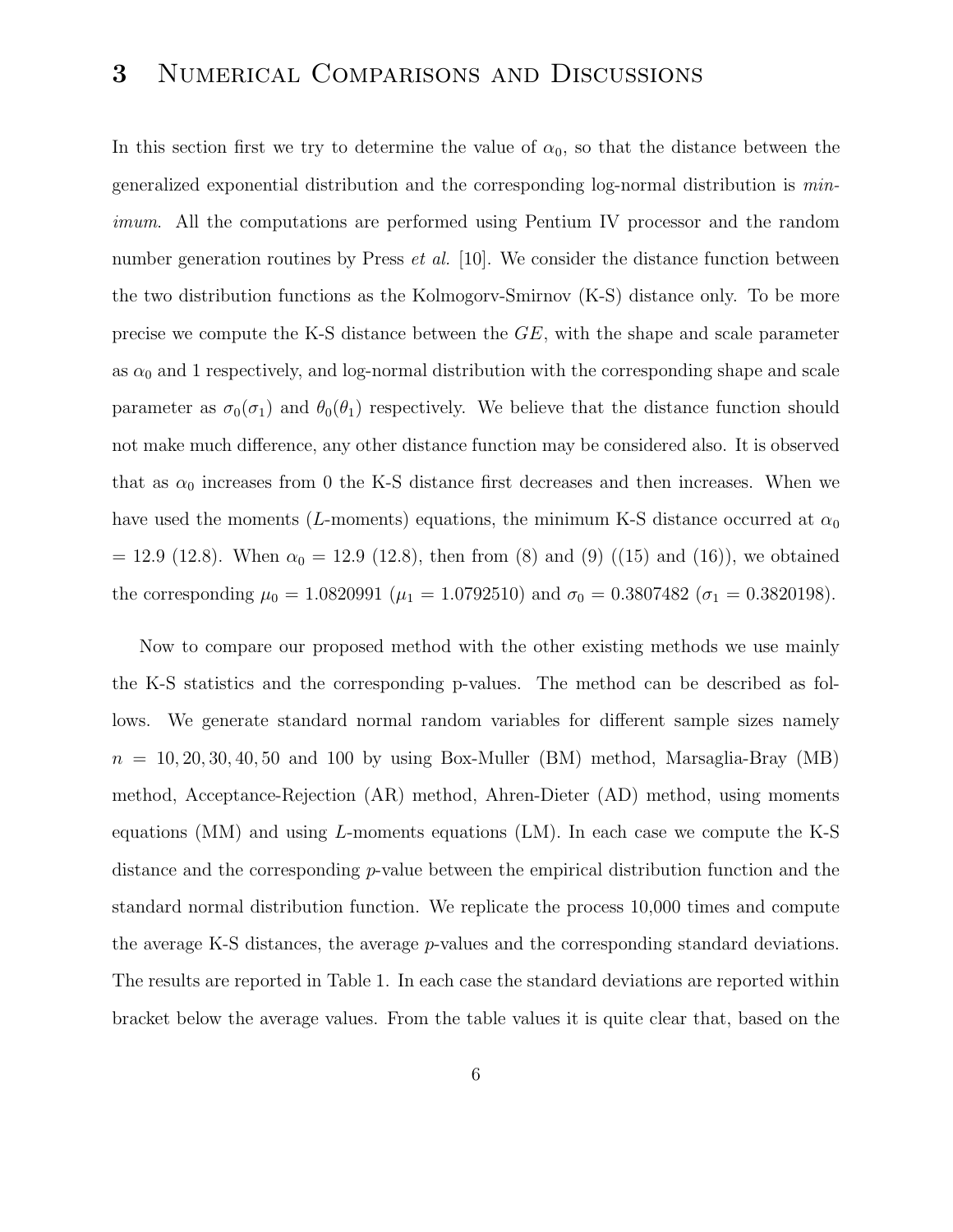# 3 Numerical Comparisons and Discussions

In this section first we try to determine the value of $\alpha_0$, so that the distance between the generalized exponential distribution and the corresponding log-normal distribution is *minimum*. All the computations are performed using Pentium IV processor and the random number generation routines by Press *et al.* [10]. We consider the distance function between the two distribution functions as the Kolmogorv-Smirnov (K-S) distance only. To be more precise we compute the K-S distance between the $GE$, with the shape and scale parameter as $\alpha_0$ and 1 respectively, and log-normal distribution with the corresponding shape and scale parameter as $\sigma_0(\sigma_1)$ and $\theta_0(\theta_1)$ respectively. We believe that the distance function should not make much difference, any other distance function may be considered also. It is observed that as $\alpha_0$ increases from 0 the K-S distance first decreases and then increases. When we have used the moments ($L$-moments) equations, the minimum K-S distance occurred at $\alpha_0$ = 12.9 (12.8). When $\alpha_0$ = 12.9 (12.8), then from (8) and (9) ((15) and (16)), we obtained the corresponding $\mu_0 = 1.0820991$ ($\mu_1 = 1.0792510$) and $\sigma_0 = 0.3807482$ ($\sigma_1 = 0.3820198$).

Now to compare our proposed method with the other existing methods we use mainly the K-S statistics and the corresponding p-values. The method can be described as follows. We generate standard normal random variables for different sample sizes namely $n = 10, 20, 30, 40, 50$ and 100 by using Box-Muller (BM) method, Marsaglia-Bray (MB) method, Acceptance-Rejection (AR) method, Ahren-Dieter (AD) method, using moments equations (MM) and using $L$-moments equations (LM). In each case we compute the K-S distance and the corresponding $p$-value between the empirical distribution function and the standard normal distribution function. We replicate the process 10,000 times and compute the average K-S distances, the average $p$-values and the corresponding standard deviations. The results are reported in Table 1. In each case the standard deviations are reported within bracket below the average values. From the table values it is quite clear that, based on the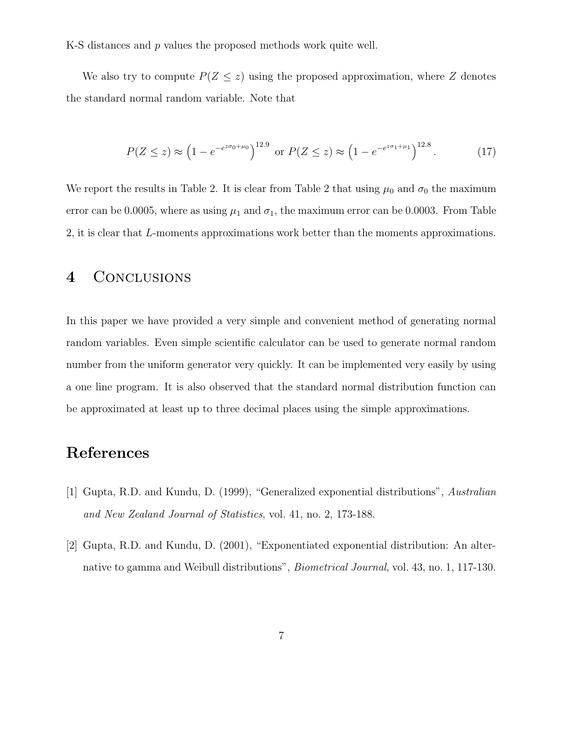K-S distances and $p$ values the proposed methods work quite well.

We also try to compute $P(Z \leq z)$ using the proposed approximation, where $Z$ denotes the standard normal random variable. Note that

$$P(Z \leq z) \approx \left(1 - e^{-e^{z\sigma_0 + \mu_0}}\right)^{12.9} \text{ or } P(Z \leq z) \approx \left(1 - e^{-e^{z\sigma_1 + \mu_1}}\right)^{12.8}. \tag{17}$$

We report the results in Table 2. It is clear from Table 2 that using $\mu_0$ and $\sigma_0$ the maximum error can be 0.0005, where as using $\mu_1$ and $\sigma_1$, the maximum error can be 0.0003. From Table 2, it is clear that $L$-moments approximations work better than the moments approximations.

## 4 Conclusions

In this paper we have provided a very simple and convenient method of generating normal random variables. Even simple scientific calculator can be used to generate normal random number from the uniform generator very quickly. It can be implemented very easily by using a one line program. It is also observed that the standard normal distribution function can be approximated at least up to three decimal places using the simple approximations.

## References

[1] Gupta, R.D. and Kundu, D. (1999), "Generalized exponential distributions", *Australian and New Zealand Journal of Statistics*, vol. 41, no. 2, 173-188.

[2] Gupta, R.D. and Kundu, D. (2001), "Exponentiated exponential distribution: An alternative to gamma and Weibull distributions", *Biometrical Journal*, vol. 43, no. 1, 117-130.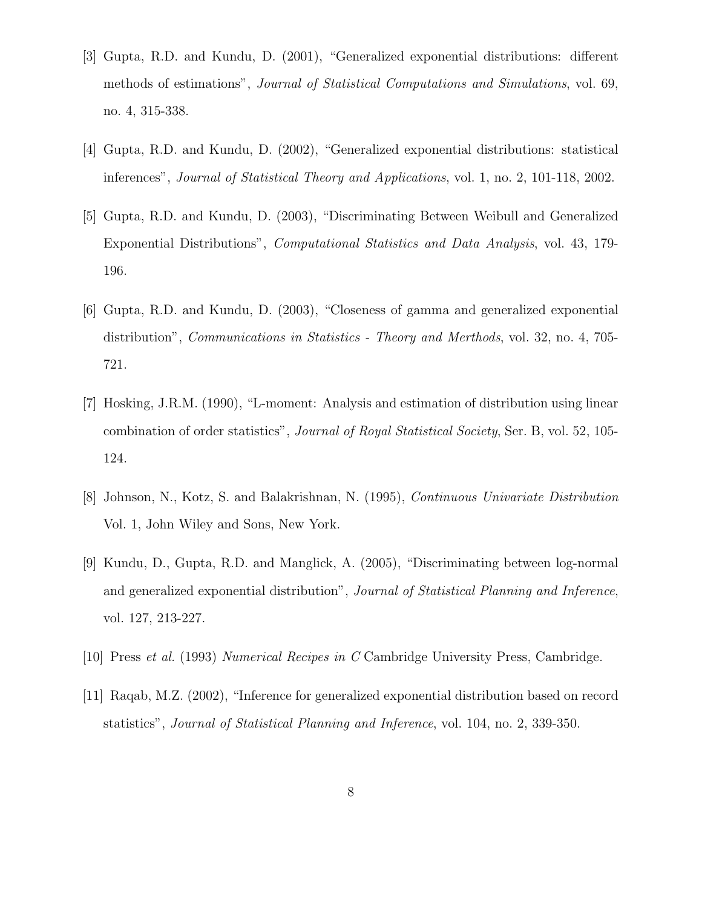[3] Gupta, R.D. and Kundu, D. (2001), "Generalized exponential distributions: different methods of estimations", *Journal of Statistical Computations and Simulations*, vol. 69, no. 4, 315-338.

[4] Gupta, R.D. and Kundu, D. (2002), "Generalized exponential distributions: statistical inferences", *Journal of Statistical Theory and Applications*, vol. 1, no. 2, 101-118, 2002.

[5] Gupta, R.D. and Kundu, D. (2003), "Discriminating Between Weibull and Generalized Exponential Distributions", *Computational Statistics and Data Analysis*, vol. 43, 179-196.

[6] Gupta, R.D. and Kundu, D. (2003), "Closeness of gamma and generalized exponential distribution", *Communications in Statistics - Theory and Merthods*, vol. 32, no. 4, 705-721.

[7] Hosking, J.R.M. (1990), "L-moment: Analysis and estimation of distribution using linear combination of order statistics", *Journal of Royal Statistical Society*, Ser. B, vol. 52, 105-124.

[8] Johnson, N., Kotz, S. and Balakrishnan, N. (1995), *Continuous Univariate Distribution* Vol. 1, John Wiley and Sons, New York.

[9] Kundu, D., Gupta, R.D. and Manglick, A. (2005), "Discriminating between log-normal and generalized exponential distribution", *Journal of Statistical Planning and Inference*, vol. 127, 213-227.

[10] Press *et al.* (1993) *Numerical Recipes in C* Cambridge University Press, Cambridge.

[11] Raqab, M.Z. (2002), "Inference for generalized exponential distribution based on record statistics", *Journal of Statistical Planning and Inference*, vol. 104, no. 2, 339-350.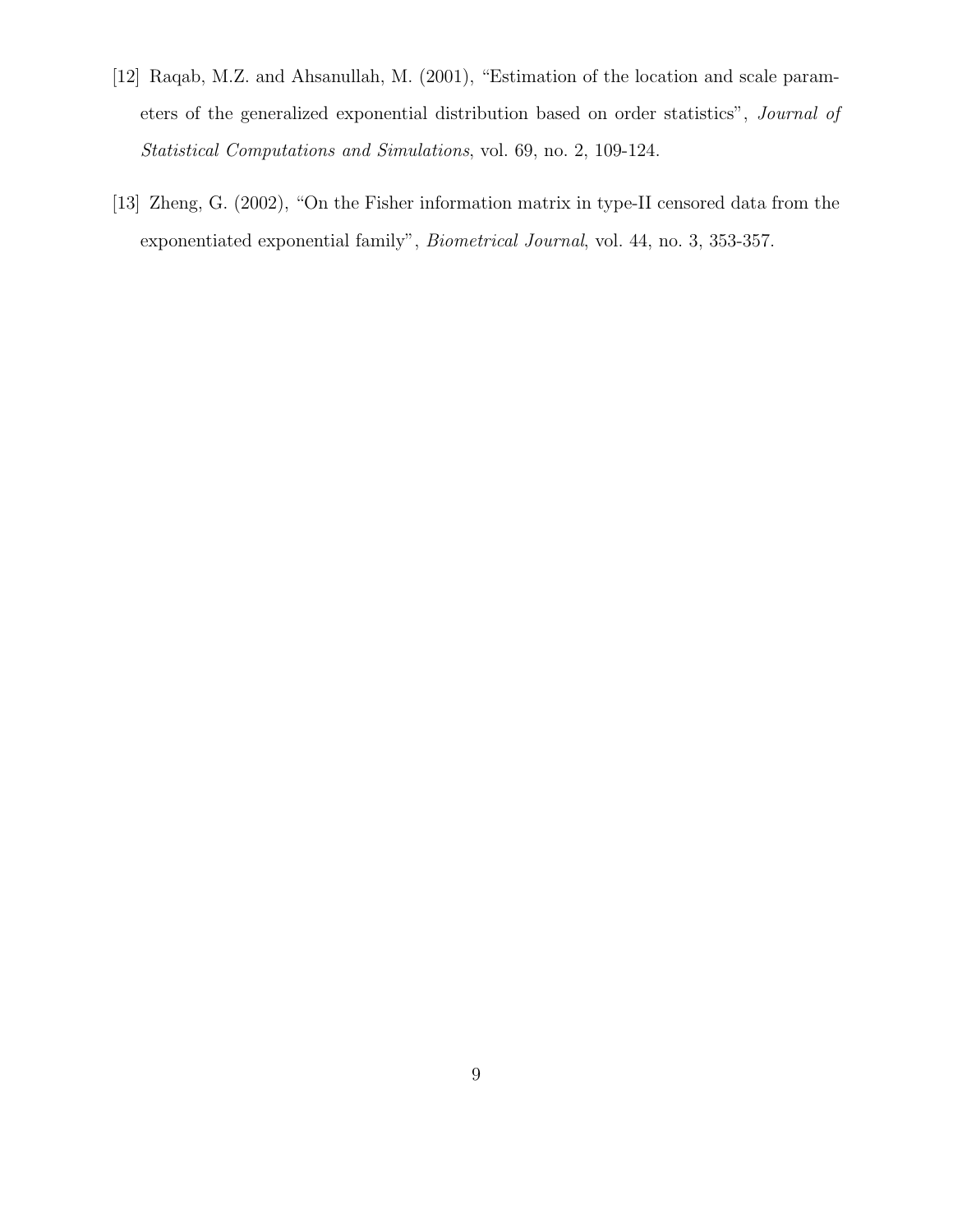[12] Raqab, M.Z. and Ahsanullah, M. (2001), "Estimation of the location and scale parameters of the generalized exponential distribution based on order statistics", *Journal of Statistical Computations and Simulations*, vol. 69, no. 2, 109-124.

[13] Zheng, G. (2002), "On the Fisher information matrix in type-II censored data from the exponentiated exponential family", *Biometrical Journal*, vol. 44, no. 3, 353-357.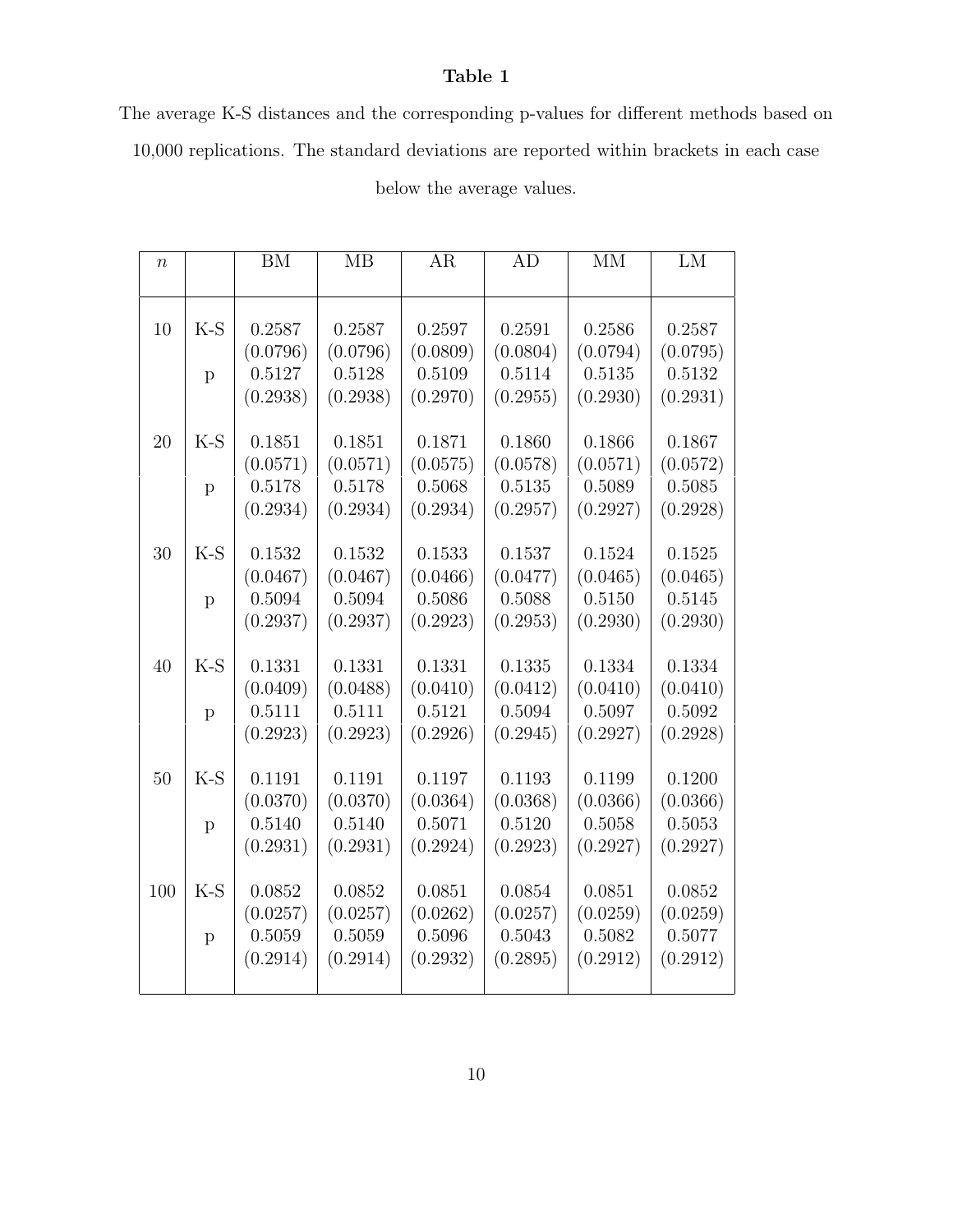**Table 1**

The average K-S distances and the corresponding p-values for different methods based on 10,000 replications. The standard deviations are reported within brackets in each case below the average values.

| $n$ | | BM | MB | AR | AD | MM | LM |
|---|---|---|---|---|---|---|---|
| 10 | K-S | 0.2587 | 0.2587 | 0.2597 | 0.2591 | 0.2586 | 0.2587 |
| | | (0.0796) | (0.0796) | (0.0809) | (0.0804) | (0.0794) | (0.0795) |
| | p | 0.5127 | 0.5128 | 0.5109 | 0.5114 | 0.5135 | 0.5132 |
| | | (0.2938) | (0.2938) | (0.2970) | (0.2955) | (0.2930) | (0.2931) |
| 20 | K-S | 0.1851 | 0.1851 | 0.1871 | 0.1860 | 0.1866 | 0.1867 |
| | | (0.0571) | (0.0571) | (0.0575) | (0.0578) | (0.0571) | (0.0572) |
| | p | 0.5178 | 0.5178 | 0.5068 | 0.5135 | 0.5089 | 0.5085 |
| | | (0.2934) | (0.2934) | (0.2934) | (0.2957) | (0.2927) | (0.2928) |
| 30 | K-S | 0.1532 | 0.1532 | 0.1533 | 0.1537 | 0.1524 | 0.1525 |
| | | (0.0467) | (0.0467) | (0.0466) | (0.0477) | (0.0465) | (0.0465) |
| | p | 0.5094 | 0.5094 | 0.5086 | 0.5088 | 0.5150 | 0.5145 |
| | | (0.2937) | (0.2937) | (0.2923) | (0.2953) | (0.2930) | (0.2930) |
| 40 | K-S | 0.1331 | 0.1331 | 0.1331 | 0.1335 | 0.1334 | 0.1334 |
| | | (0.0409) | (0.0488) | (0.0410) | (0.0412) | (0.0410) | (0.0410) |
| | p | 0.5111 | 0.5111 | 0.5121 | 0.5094 | 0.5097 | 0.5092 |
| | | (0.2923) | (0.2923) | (0.2926) | (0.2945) | (0.2927) | (0.2928) |
| 50 | K-S | 0.1191 | 0.1191 | 0.1197 | 0.1193 | 0.1199 | 0.1200 |
| | | (0.0370) | (0.0370) | (0.0364) | (0.0368) | (0.0366) | (0.0366) |
| | p | 0.5140 | 0.5140 | 0.5071 | 0.5120 | 0.5058 | 0.5053 |
| | | (0.2931) | (0.2931) | (0.2924) | (0.2923) | (0.2927) | (0.2927) |
| 100 | K-S | 0.0852 | 0.0852 | 0.0851 | 0.0854 | 0.0851 | 0.0852 |
| | | (0.0257) | (0.0257) | (0.0262) | (0.0257) | (0.0259) | (0.0259) |
| | p | 0.5059 | 0.5059 | 0.5096 | 0.5043 | 0.5082 | 0.5077 |
| | | (0.2914) | (0.2914) | (0.2932) | (0.2895) | (0.2912) | (0.2912) |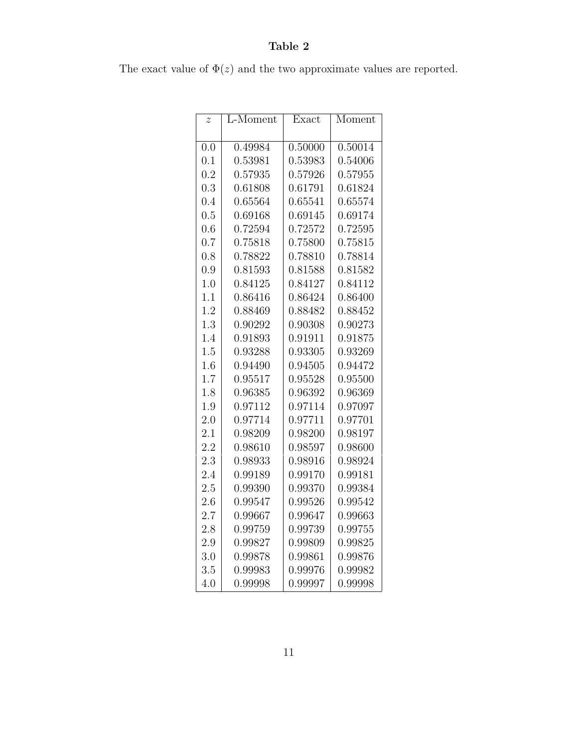**Table 2**

The exact value of $\Phi(z)$ and the two approximate values are reported.

| $z$ | L-Moment | Exact | Moment |
|---|---|---|---|
| 0.0 | 0.49984 | 0.50000 | 0.50014 |
| 0.1 | 0.53981 | 0.53983 | 0.54006 |
| 0.2 | 0.57935 | 0.57926 | 0.57955 |
| 0.3 | 0.61808 | 0.61791 | 0.61824 |
| 0.4 | 0.65564 | 0.65541 | 0.65574 |
| 0.5 | 0.69168 | 0.69145 | 0.69174 |
| 0.6 | 0.72594 | 0.72572 | 0.72595 |
| 0.7 | 0.75818 | 0.75800 | 0.75815 |
| 0.8 | 0.78822 | 0.78810 | 0.78814 |
| 0.9 | 0.81593 | 0.81588 | 0.81582 |
| 1.0 | 0.84125 | 0.84127 | 0.84112 |
| 1.1 | 0.86416 | 0.86424 | 0.86400 |
| 1.2 | 0.88469 | 0.88482 | 0.88452 |
| 1.3 | 0.90292 | 0.90308 | 0.90273 |
| 1.4 | 0.91893 | 0.91911 | 0.91875 |
| 1.5 | 0.93288 | 0.93305 | 0.93269 |
| 1.6 | 0.94490 | 0.94505 | 0.94472 |
| 1.7 | 0.95517 | 0.95528 | 0.95500 |
| 1.8 | 0.96385 | 0.96392 | 0.96369 |
| 1.9 | 0.97112 | 0.97114 | 0.97097 |
| 2.0 | 0.97714 | 0.97711 | 0.97701 |
| 2.1 | 0.98209 | 0.98200 | 0.98197 |
| 2.2 | 0.98610 | 0.98597 | 0.98600 |
| 2.3 | 0.98933 | 0.98916 | 0.98924 |
| 2.4 | 0.99189 | 0.99170 | 0.99181 |
| 2.5 | 0.99390 | 0.99370 | 0.99384 |
| 2.6 | 0.99547 | 0.99526 | 0.99542 |
| 2.7 | 0.99667 | 0.99647 | 0.99663 |
| 2.8 | 0.99759 | 0.99739 | 0.99755 |
| 2.9 | 0.99827 | 0.99809 | 0.99825 |
| 3.0 | 0.99878 | 0.99861 | 0.99876 |
| 3.5 | 0.99983 | 0.99976 | 0.99982 |
| 4.0 | 0.99998 | 0.99997 | 0.99998 |